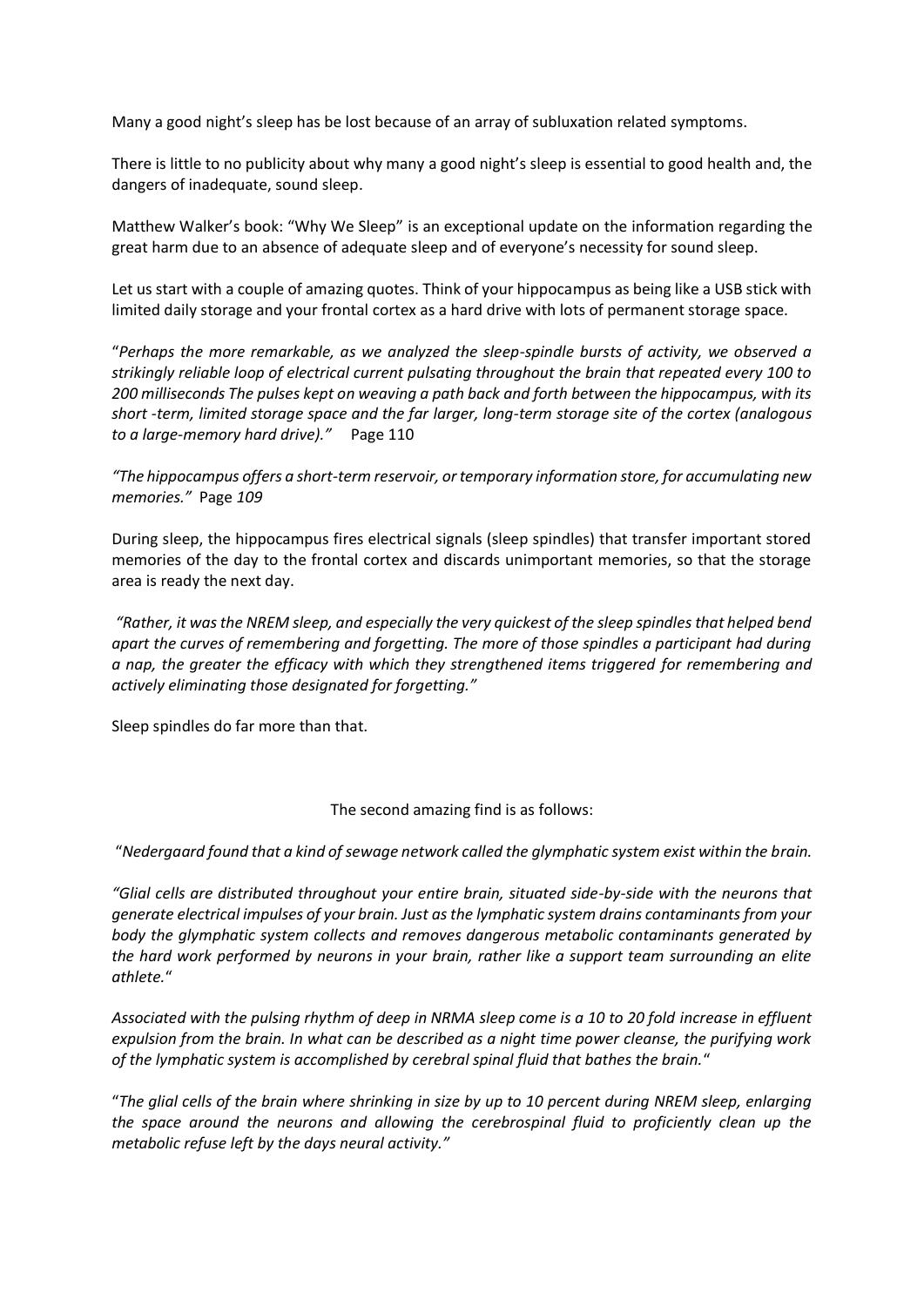Many a good night's sleep has be lost because of an array of subluxation related symptoms.

There is little to no publicity about why many a good night's sleep is essential to good health and, the dangers of inadequate, sound sleep.

Matthew Walker's book: "Why We Sleep" is an exceptional update on the information regarding the great harm due to an absence of adequate sleep and of everyone's necessity for sound sleep.

Let us start with a couple of amazing quotes. Think of your hippocampus as being like a USB stick with limited daily storage and your frontal cortex as a hard drive with lots of permanent storage space.

"*Perhaps the more remarkable, as we analyzed the sleep-spindle bursts of activity, we observed a strikingly reliable loop of electrical current pulsating throughout the brain that repeated every 100 to 200 milliseconds The pulses kept on weaving a path back and forth between the hippocampus, with its short -term, limited storage space and the far larger, long-term storage site of the cortex (analogous to a large-memory hard drive)."* Page 110

*"The hippocampus offers a short-term reservoir, or temporary information store, for accumulating new memories."* Page *109*

During sleep, the hippocampus fires electrical signals (sleep spindles) that transfer important stored memories of the day to the frontal cortex and discards unimportant memories, so that the storage area is ready the next day.

*"Rather, it was the NREM sleep, and especially the very quickest of the sleep spindles that helped bend apart the curves of remembering and forgetting. The more of those spindles a participant had during a nap, the greater the efficacy with which they strengthened items triggered for remembering and actively eliminating those designated for forgetting."*

Sleep spindles do far more than that.

The second amazing find is as follows:

"*Nedergaard found that a kind of sewage network called the glymphatic system exist within the brain.*

*"Glial cells are distributed throughout your entire brain, situated side-by-side with the neurons that generate electrical impulses of your brain. Just as the lymphatic system drains contaminants from your body the glymphatic system collects and removes dangerous metabolic contaminants generated by the hard work performed by neurons in your brain, rather like a support team surrounding an elite athlete.*"

*Associated with the pulsing rhythm of deep in NRMA sleep come is a 10 to 20 fold increase in effluent expulsion from the brain. In what can be described as a night time power cleanse, the purifying work of the lymphatic system is accomplished by cerebral spinal fluid that bathes the brain.*"

"*The glial cells of the brain where shrinking in size by up to 10 percent during NREM sleep, enlarging the space around the neurons and allowing the cerebrospinal fluid to proficiently clean up the metabolic refuse left by the days neural activity."*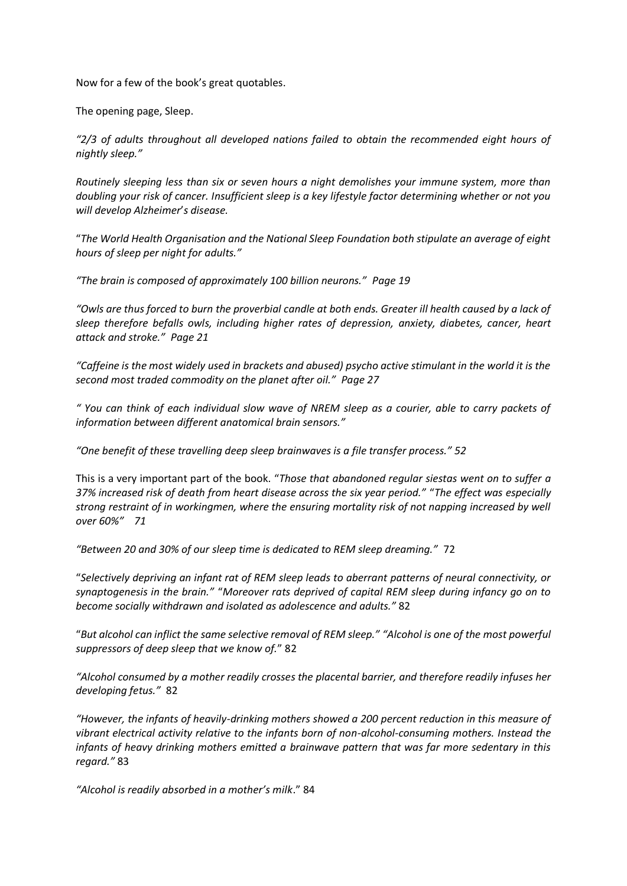Now for a few of the book's great quotables.

The opening page, Sleep.

*"2/3 of adults throughout all developed nations failed to obtain the recommended eight hours of nightly sleep."*

*Routinely sleeping less than six or seven hours a night demolishes your immune system, more than doubling your risk of cancer. Insufficient sleep is a key lifestyle factor determining whether or not you will develop Alzheimer's disease.*

"*The World Health Organisation and the National Sleep Foundation both stipulate an average of eight hours of sleep per night for adults."*

*"The brain is composed of approximately 100 billion neurons." Page 19*

*"Owls are thus forced to burn the proverbial candle at both ends. Greater ill health caused by a lack of sleep therefore befalls owls, including higher rates of depression, anxiety, diabetes, cancer, heart attack and stroke." Page 21*

*"Caffeine is the most widely used in brackets and abused) psycho active stimulant in the world it is the second most traded commodity on the planet after oil." Page 27*

*" You can think of each individual slow wave of NREM sleep as a courier, able to carry packets of information between different anatomical brain sensors."*

*"One benefit of these travelling deep sleep brainwaves is a file transfer process." 52*

This is a very important part of the book. "*Those that abandoned regular siestas went on to suffer a 37% increased risk of death from heart disease across the six year period.*" "*The effect was especially strong restraint of in workingmen, where the ensuring mortality risk of not napping increased by well over 60%" 71*

*"Between 20 and 30% of our sleep time is dedicated to REM sleep dreaming."* 72

"*Selectively depriving an infant rat of REM sleep leads to aberrant patterns of neural connectivity, or synaptogenesis in the brain.*" "*Moreover rats deprived of capital REM sleep during infancy go on to become socially withdrawn and isolated as adolescence and adults."* 82

"*But alcohol can inflict the same selective removal of REM sleep." "Alcohol is one of the most powerful suppressors of deep sleep that we know of.*" 82

*"Alcohol consumed by a mother readily crosses the placental barrier, and therefore readily infuses her developing fetus."* 82

*"However, the infants of heavily-drinking mothers showed a 200 percent reduction in this measure of vibrant electrical activity relative to the infants born of non-alcohol-consuming mothers. Instead the infants of heavy drinking mothers emitted a brainwave pattern that was far more sedentary in this regard."* 83

*"Alcohol is readily absorbed in a mother's milk*." 84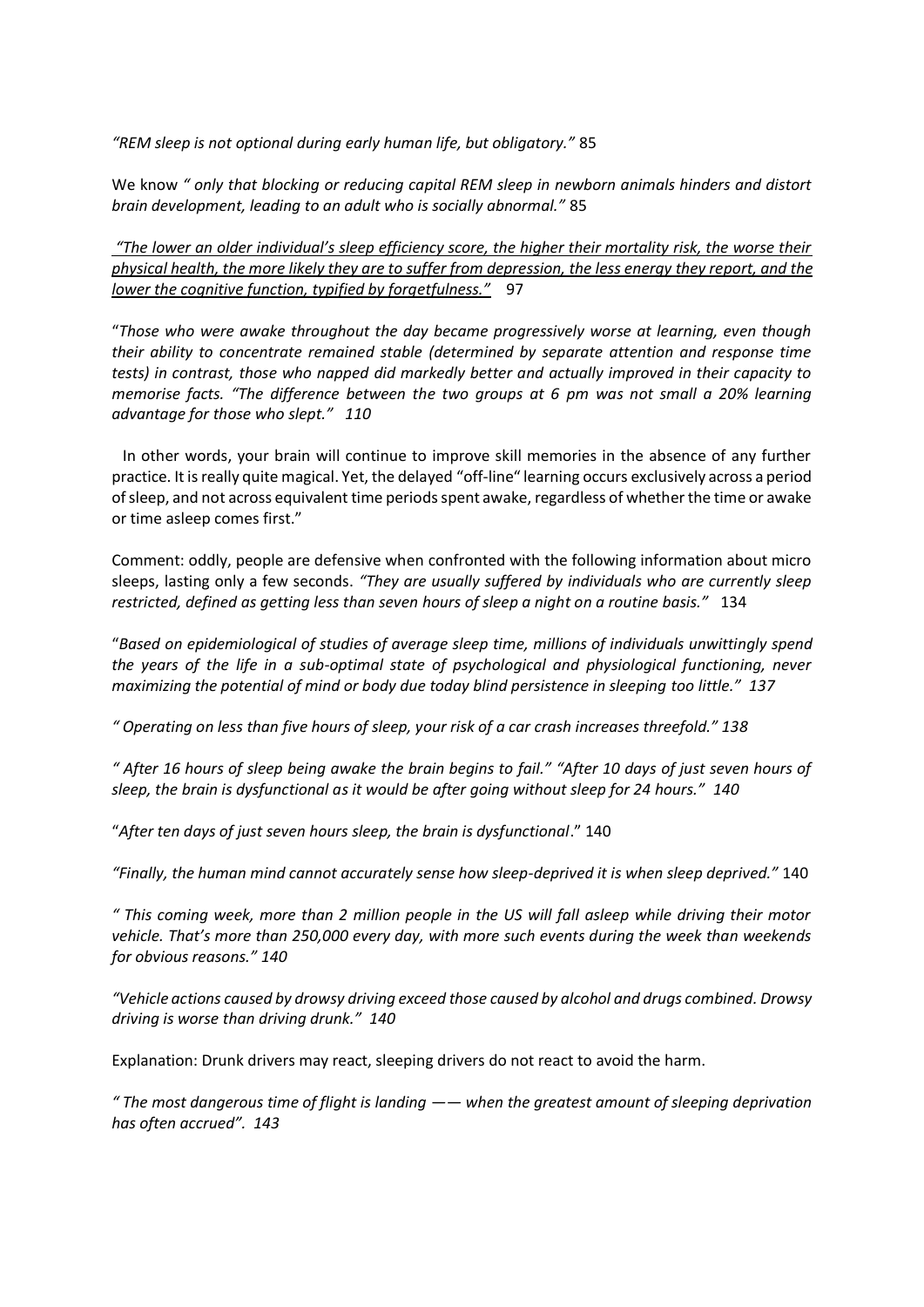*"REM sleep is not optional during early human life, but obligatory."* 85

We know *" only that blocking or reducing capital REM sleep in newborn animals hinders and distort brain development, leading to an adult who is socially abnormal."* 85

<u>*"The lower an older individual's sleep efficiency score, the higher their mortality risk, the worse their physical health, the more likely they are to suffer from depression, the less energy they report, and the lower the cognitive function, typified by forgetfulness."*</u> 97

"*Those who were awake throughout the day became progressively worse at learning, even though their ability to concentrate remained stable (determined by separate attention and response time tests) in contrast, those who napped did markedly better and actually improved in their capacity to memorise facts. "The difference between the two groups at 6 pm was not small a 20% learning advantage for those who slept." 110*

In other words, your brain will continue to improve skill memories in the absence of any further practice. It is really quite magical. Yet, the delayed "off-line" learning occurs exclusively across a period of sleep, and not across equivalent time periods spent awake, regardless of whether the time or awake or time asleep comes first."

Comment: oddly, people are defensive when confronted with the following information about micro sleeps, lasting only a few seconds. *"They are usually suffered by individuals who are currently sleep restricted, defined as getting less than seven hours of sleep a night on a routine basis."* 134

"*Based on epidemiological of studies of average sleep time, millions of individuals unwittingly spend the years of the life in a sub-optimal state of psychological and physiological functioning, never maximizing the potential of mind or body due today blind persistence in sleeping too little." 137*

*" Operating on less than five hours of sleep, your risk of a car crash increases threefold." 138*

*" After 16 hours of sleep being awake the brain begins to fail." "After 10 days of just seven hours of sleep, the brain is dysfunctional as it would be after going without sleep for 24 hours." 140*

"*After ten days of just seven hours sleep, the brain is dysfunctional*." 140

*"Finally, the human mind cannot accurately sense how sleep-deprived it is when sleep deprived."* 140

*" This coming week, more than 2 million people in the US will fall asleep while driving their motor vehicle. That's more than 250,000 every day, with more such events during the week than weekends for obvious reasons." 140*

*"Vehicle actions caused by drowsy driving exceed those caused by alcohol and drugs combined. Drowsy driving is worse than driving drunk." 140*

Explanation: Drunk drivers may react, sleeping drivers do not react to avoid the harm.

*" The most dangerous time of flight is landing —— when the greatest amount of sleeping deprivation has often accrued". 143*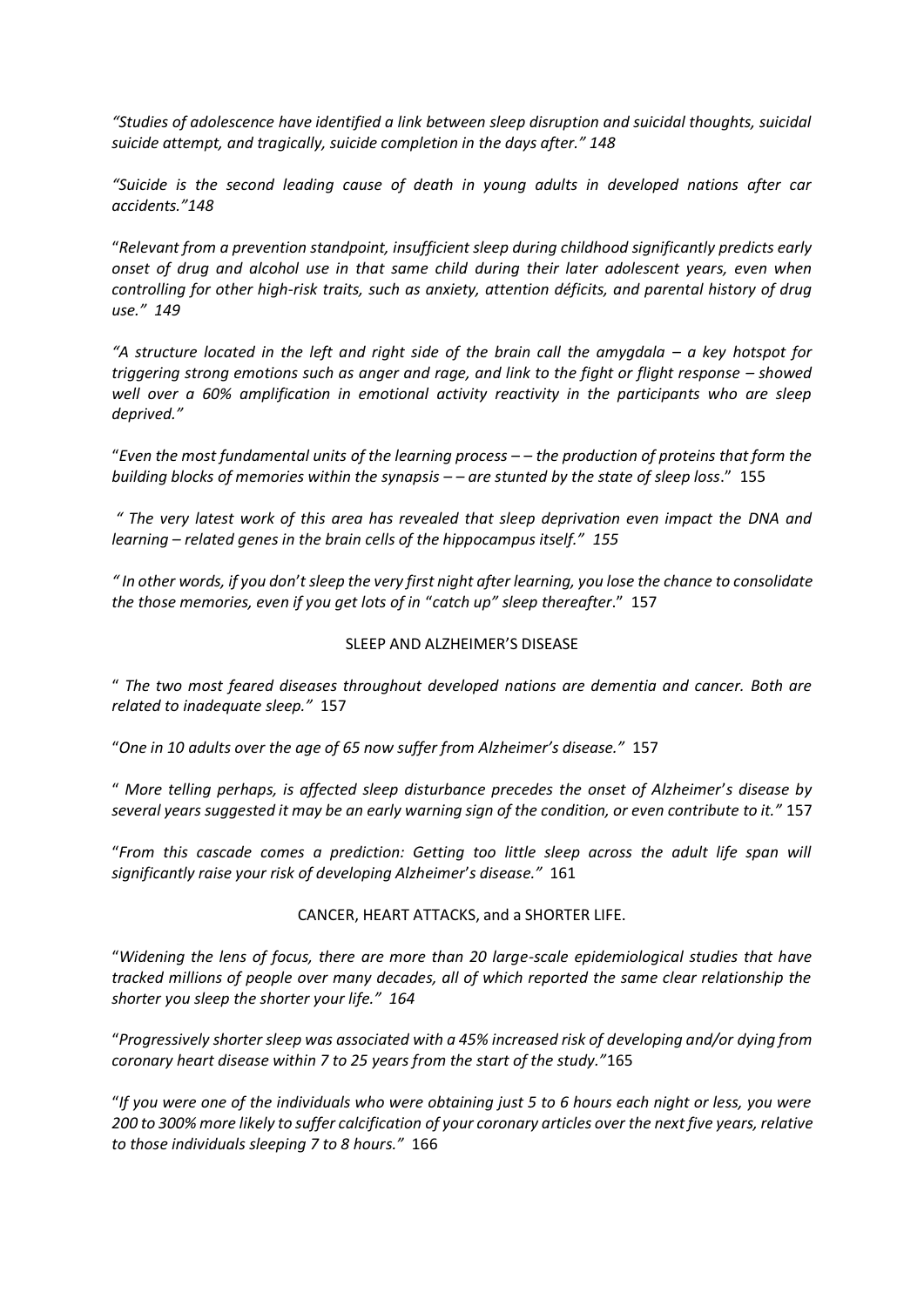*"Studies of adolescence have identified a link between sleep disruption and suicidal thoughts, suicidal suicide attempt, and tragically, suicide completion in the days after." 148*

*"Suicide is the second leading cause of death in young adults in developed nations after car accidents."148*

"*Relevant from a prevention standpoint, insufficient sleep during childhood significantly predicts early onset of drug and alcohol use in that same child during their later adolescent years, even when controlling for other high-risk traits, such as anxiety, attention déficits, and parental history of drug use." 149*

*"A structure located in the left and right side of the brain call the amygdala – a key hotspot for triggering strong emotions such as anger and rage, and link to the fight or flight response – showed well over a 60% amplification in emotional activity reactivity in the participants who are sleep deprived."*

"*Even the most fundamental units of the learning process – – the production of proteins that form the building blocks of memories within the synapsis – – are stunted by the state of sleep loss*." 155

*" The very latest work of this area has revealed that sleep deprivation even impact the DNA and learning – related genes in the brain cells of the hippocampus itself." 155*

*" In other words, if you don't sleep the very first night after learning, you lose the chance to consolidate the those memories, even if you get lots of in "catch up" sleep thereafter*." 157

SLEEP AND ALZHEIMER'S DISEASE

" *The two most feared diseases throughout developed nations are dementia and cancer. Both are related to inadequate sleep."* 157

"*One in 10 adults over the age of 65 now suffer from Alzheimer's disease."* 157

" *More telling perhaps, is affected sleep disturbance precedes the onset of Alzheimer's disease by several years suggested it may be an early warning sign of the condition, or even contribute to it."* 157

"*From this cascade comes a prediction: Getting too little sleep across the adult life span will significantly raise your risk of developing Alzheimer's disease."* 161

CANCER, HEART ATTACKS, and a SHORTER LIFE.

"*Widening the lens of focus, there are more than 20 large-scale epidemiological studies that have tracked millions of people over many decades, all of which reported the same clear relationship the shorter you sleep the shorter your life." 164*

"*Progressively shorter sleep was associated with a 45% increased risk of developing and/or dying from coronary heart disease within 7 to 25 years from the start of the study."*165

"*If you were one of the individuals who were obtaining just 5 to 6 hours each night or less, you were 200 to 300% more likely to suffer calcification of your coronary articles over the next five years, relative to those individuals sleeping 7 to 8 hours."* 166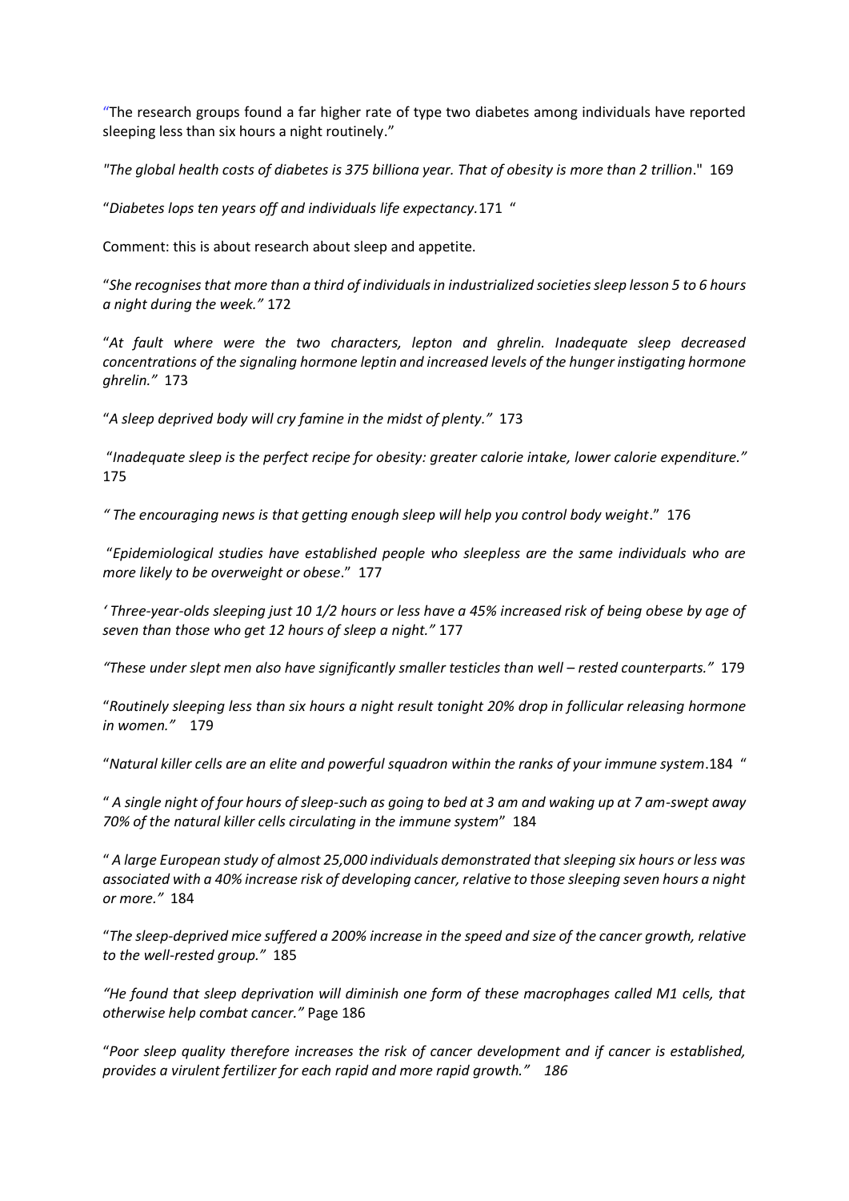"The research groups found a far higher rate of type two diabetes among individuals have reported sleeping less than six hours a night routinely."

*"The global health costs of diabetes is 375 billiona year. That of obesity is more than 2 trillion*." 169

"*Diabetes lops ten years off and individuals life expectancy.*171 "

Comment: this is about research about sleep and appetite.

"*She recognises that more than a third of individuals in industrialized societies sleep lesson 5 to 6 hours a night during the week."* 172

"*At fault where were the two characters, lepton and ghrelin. Inadequate sleep decreased concentrations of the signaling hormone leptin and increased levels of the hunger instigating hormone ghrelin."* 173

"*A sleep deprived body will cry famine in the midst of plenty."* 173

"*Inadequate sleep is the perfect recipe for obesity: greater calorie intake, lower calorie expenditure."* 175

*" The encouraging news is that getting enough sleep will help you control body weight*." 176

"*Epidemiological studies have established people who sleepless are the same individuals who are more likely to be overweight or obese*." 177

*' Three-year-olds sleeping just 10 1/2 hours or less have a 45% increased risk of being obese by age of seven than those who get 12 hours of sleep a night."* 177

*"These under slept men also have significantly smaller testicles than well – rested counterparts."* 179

"*Routinely sleeping less than six hours a night result tonight 20% drop in follicular releasing hormone in women."* 179

"*Natural killer cells are an elite and powerful squadron within the ranks of your immune system*.184 "

" *A single night of four hours of sleep-such as going to bed at 3 am and waking up at 7 am-swept away 70% of the natural killer cells circulating in the immune system*" 184

" *A large European study of almost 25,000 individuals demonstrated that sleeping six hours or less was associated with a 40% increase risk of developing cancer, relative to those sleeping seven hours a night or more."* 184

"*The sleep-deprived mice suffered a 200% increase in the speed and size of the cancer growth, relative to the well-rested group."* 185

*"He found that sleep deprivation will diminish one form of these macrophages called M1 cells, that otherwise help combat cancer."* Page 186

"*Poor sleep quality therefore increases the risk of cancer development and if cancer is established, provides a virulent fertilizer for each rapid and more rapid growth." 186*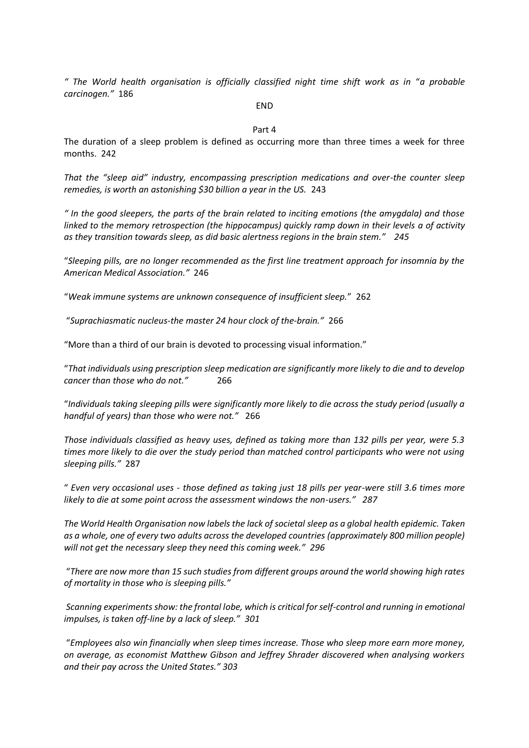*" The World health organisation is officially classified night time shift work as in "a probable carcinogen."* 186

END

Part 4

The duration of a sleep problem is defined as occurring more than three times a week for three months. 242

*That the "sleep aid" industry, encompassing prescription medications and over-the counter sleep remedies, is worth an astonishing $30 billion a year in the US.* 243

*" In the good sleepers, the parts of the brain related to inciting emotions (the amygdala) and those linked to the memory retrospection (the hippocampus) quickly ramp down in their levels a of activity as they transition towards sleep, as did basic alertness regions in the brain stem." 245*

"*Sleeping pills, are no longer recommended as the first line treatment approach for insomnia by the American Medical Association."* 246

"*Weak immune systems are unknown consequence of insufficient sleep.*" 262

"*Suprachiasmatic nucleus-the master 24 hour clock of the-brain."* 266

"More than a third of our brain is devoted to processing visual information."

"*That individuals using prescription sleep medication are significantly more likely to die and to develop cancer than those who do not."* 266

"*Individuals taking sleeping pills were significantly more likely to die across the study period (usually a handful of years) than those who were not."* 266

*Those individuals classified as heavy uses, defined as taking more than 132 pills per year, were 5.3 times more likely to die over the study period than matched control participants who were not using sleeping pills."* 287

" *Even very occasional uses - those defined as taking just 18 pills per year-were still 3.6 times more likely to die at some point across the assessment windows the non-users." 287*

*The World Health Organisation now labels the lack of societal sleep as a global health epidemic. Taken as a whole, one of every two adults across the developed countries (approximately 800 million people) will not get the necessary sleep they need this coming week." 296*

"*There are now more than 15 such studies from different groups around the world showing high rates of mortality in those who is sleeping pills."*

*Scanning experiments show: the frontal lobe, which is critical for self-control and running in emotional impulses, is taken off-line by a lack of sleep." 301*

"*Employees also win financially when sleep times increase. Those who sleep more earn more money, on average, as economist Matthew Gibson and Jeffrey Shrader discovered when analysing workers and their pay across the United States." 303*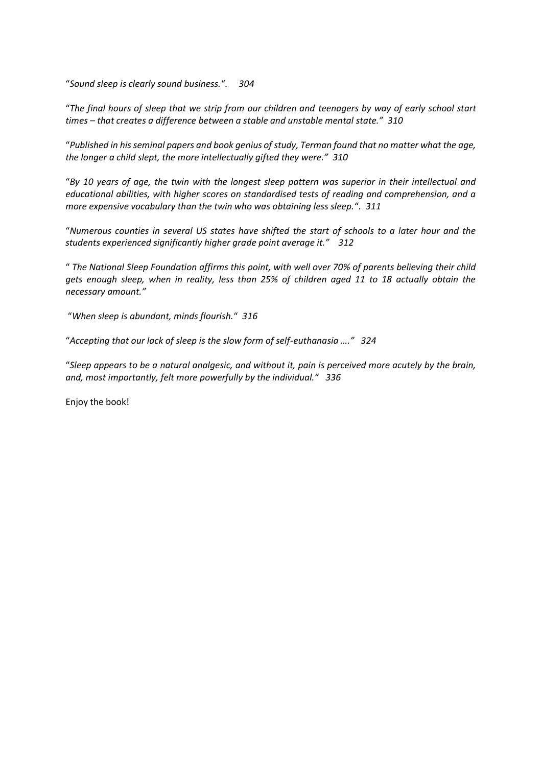"*Sound sleep is clearly sound business.*". *304*

"*The final hours of sleep that we strip from our children and teenagers by way of early school start times – that creates a difference between a stable and unstable mental state.*" *310*

"*Published in his seminal papers and book genius of study, Terman found that no matter what the age, the longer a child slept, the more intellectually gifted they were.*" *310*

"*By 10 years of age, the twin with the longest sleep pattern was superior in their intellectual and educational abilities, with higher scores on standardised tests of reading and comprehension, and a more expensive vocabulary than the twin who was obtaining less sleep.*". *311*

"*Numerous counties in several US states have shifted the start of schools to a later hour and the students experienced significantly higher grade point average it.*" *312*

" *The National Sleep Foundation affirms this point, with well over 70% of parents believing their child gets enough sleep, when in reality, less than 25% of children aged 11 to 18 actually obtain the necessary amount.*"

"*When sleep is abundant, minds flourish.*" *316*

"*Accepting that our lack of sleep is the slow form of self-euthanasia ….*" *324*

"*Sleep appears to be a natural analgesic, and without it, pain is perceived more acutely by the brain, and, most importantly, felt more powerfully by the individual.*" *336*

Enjoy the book!